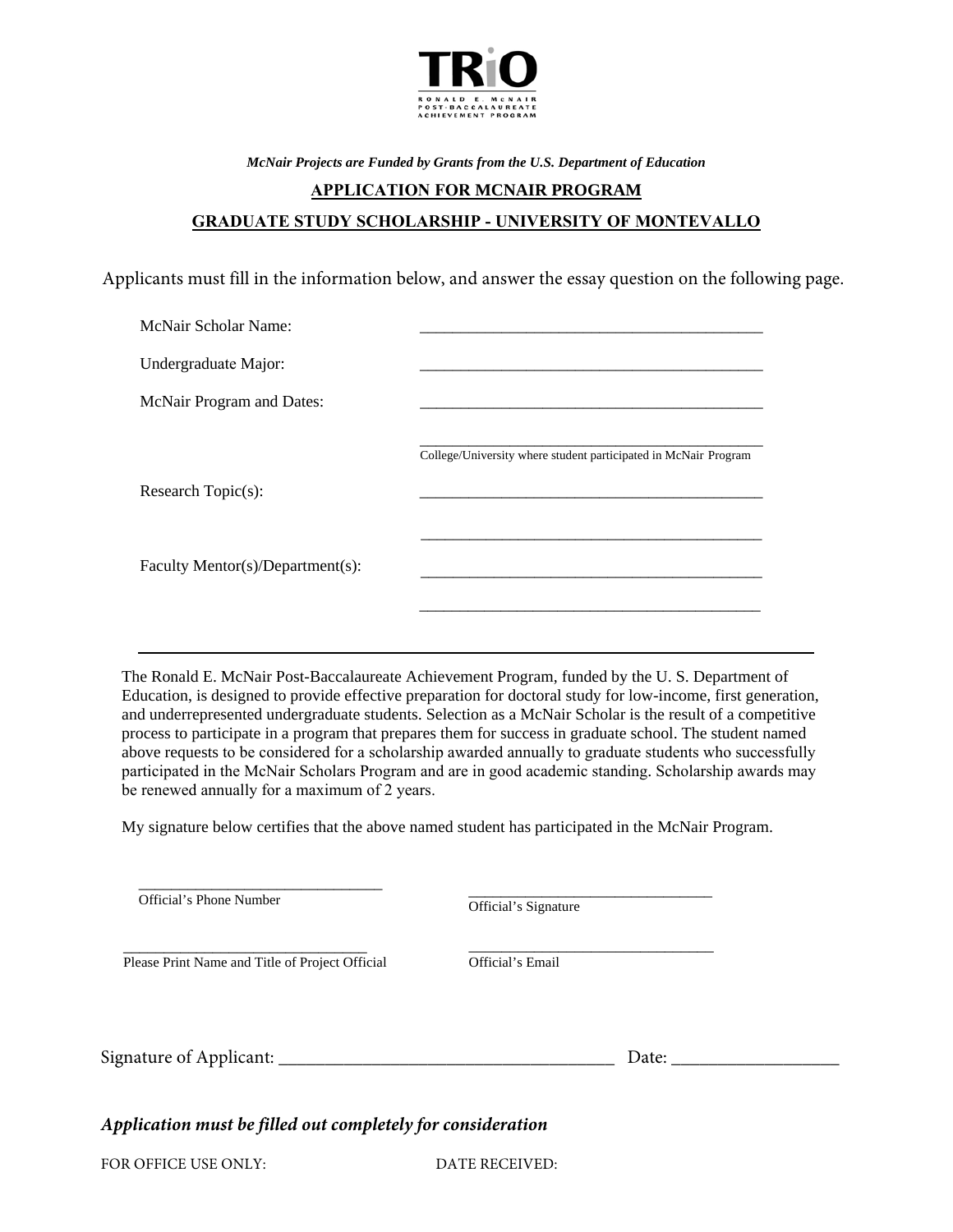TRiO
RONALD E. McNAIR POST-BACCALAUREATE ACHIEVEMENT PROGRAM

*McNair Projects are Funded by Grants from the U.S. Department of Education*

## APPLICATION FOR MCNAIR PROGRAM

## GRADUATE STUDY SCHOLARSHIP - UNIVERSITY OF MONTEVALLO

Applicants must fill in the information below, and answer the essay question on the following page.

McNair Scholar Name: ___________________________________________

Undergraduate Major: ___________________________________________

McNair Program and Dates: ___________________________________________

___________________________________________
College/University where student participated in McNair Program

Research Topic(s): ___________________________________________

___________________________________________

Faculty Mentor(s)/Department(s): ___________________________________________

___________________________________________

---

The Ronald E. McNair Post-Baccalaureate Achievement Program, funded by the U. S. Department of Education, is designed to provide effective preparation for doctoral study for low-income, first generation, and underrepresented undergraduate students. Selection as a McNair Scholar is the result of a competitive process to participate in a program that prepares them for success in graduate school. The student named above requests to be considered for a scholarship awarded annually to graduate students who successfully participated in the McNair Scholars Program and are in good academic standing. Scholarship awards may be renewed annually for a maximum of 2 years.

My signature below certifies that the above named student has participated in the McNair Program.

_______________________________ Official's Phone Number

_______________________________ Official's Signature

_______________________________ Please Print Name and Title of Project Official

_______________________________ Official's Email

Signature of Applicant: _____________________________________ Date: __________________

***Application must be filled out completely for consideration***

FOR OFFICE USE ONLY: DATE RECEIVED: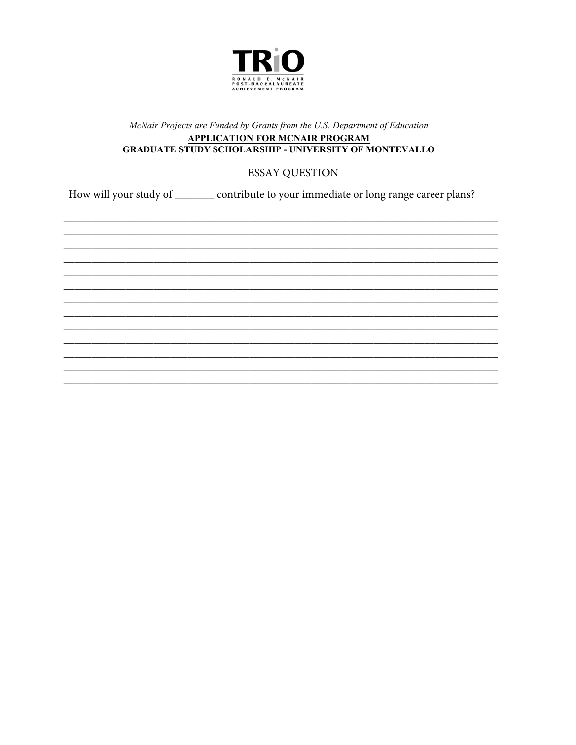TRiO

RONALD E. McNAIR
POST-BACCALAUREATE
ACHIEVEMENT PROGRAM

*McNair Projects are Funded by Grants from the U.S. Department of Education*

**APPLICATION FOR MCNAIR PROGRAM**

**GRADUATE STUDY SCHOLARSHIP - UNIVERSITY OF MONTEVALLO**

ESSAY QUESTION

How will your study of _______ contribute to your immediate or long range career plans?

_______________________________________________________________________________
_______________________________________________________________________________
_______________________________________________________________________________
_______________________________________________________________________________
_______________________________________________________________________________
_______________________________________________________________________________
_______________________________________________________________________________
_______________________________________________________________________________
_______________________________________________________________________________
_______________________________________________________________________________
_______________________________________________________________________________
_______________________________________________________________________________
_______________________________________________________________________________